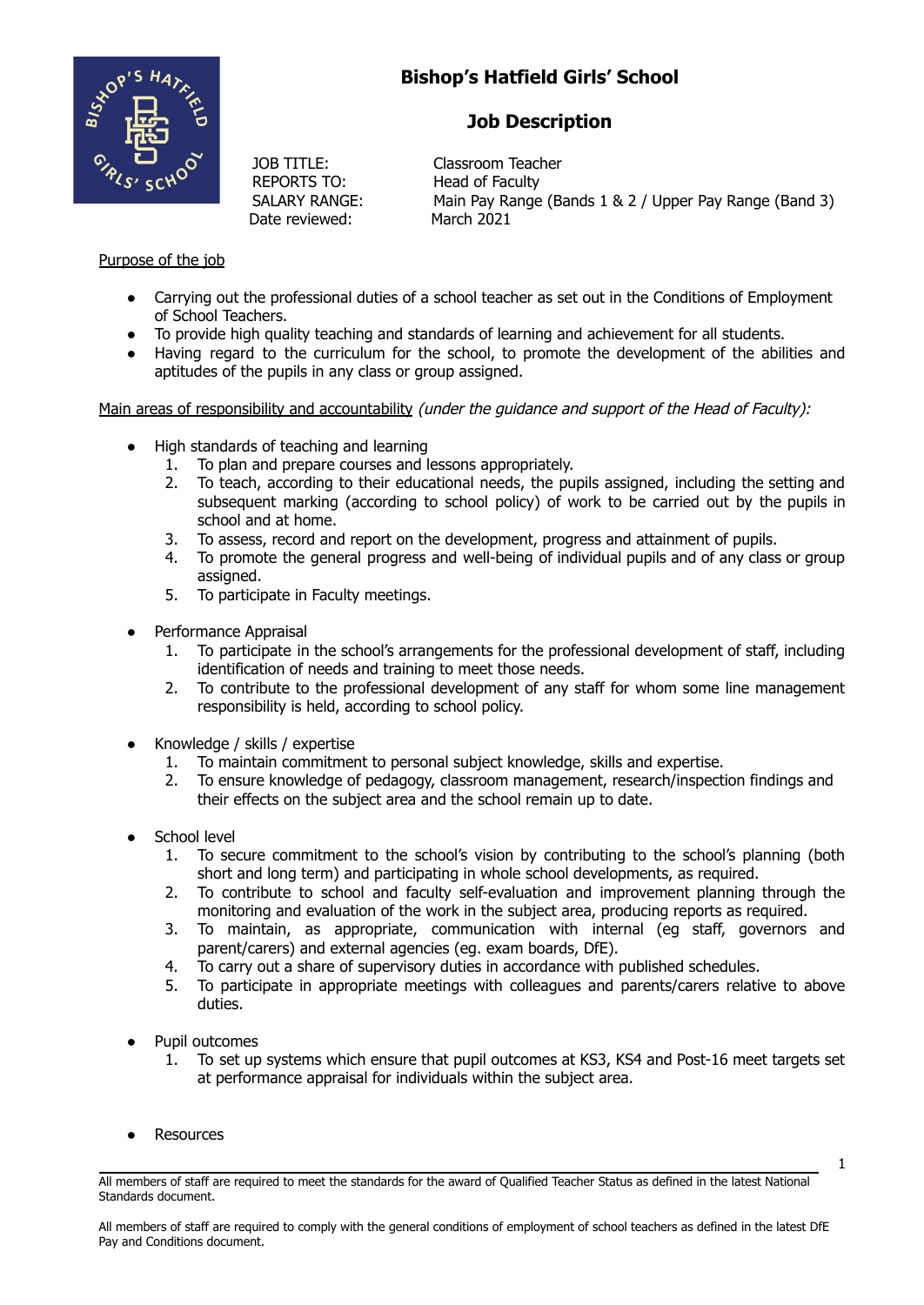# Bishop's Hatfield Girls' School

## Job Description

JOB TITLE: Classroom Teacher
REPORTS TO: Head of Faculty
SALARY RANGE: Main Pay Range (Bands 1 & 2 / Upper Pay Range (Band 3)
Date reviewed: March 2021

Purpose of the job

- Carrying out the professional duties of a school teacher as set out in the Conditions of Employment of School Teachers.
- To provide high quality teaching and standards of learning and achievement for all students.
- Having regard to the curriculum for the school, to promote the development of the abilities and aptitudes of the pupils in any class or group assigned.

Main areas of responsibility and accountability *(under the guidance and support of the Head of Faculty):*

- High standards of teaching and learning
  1. To plan and prepare courses and lessons appropriately.
  2. To teach, according to their educational needs, the pupils assigned, including the setting and subsequent marking (according to school policy) of work to be carried out by the pupils in school and at home.
  3. To assess, record and report on the development, progress and attainment of pupils.
  4. To promote the general progress and well-being of individual pupils and of any class or group assigned.
  5. To participate in Faculty meetings.

- Performance Appraisal
  1. To participate in the school's arrangements for the professional development of staff, including identification of needs and training to meet those needs.
  2. To contribute to the professional development of any staff for whom some line management responsibility is held, according to school policy.

- Knowledge / skills / expertise
  1. To maintain commitment to personal subject knowledge, skills and expertise.
  2. To ensure knowledge of pedagogy, classroom management, research/inspection findings and their effects on the subject area and the school remain up to date.

- School level
  1. To secure commitment to the school's vision by contributing to the school's planning (both short and long term) and participating in whole school developments, as required.
  2. To contribute to school and faculty self-evaluation and improvement planning through the monitoring and evaluation of the work in the subject area, producing reports as required.
  3. To maintain, as appropriate, communication with internal (eg staff, governors and parent/carers) and external agencies (eg. exam boards, DfE).
  4. To carry out a share of supervisory duties in accordance with published schedules.
  5. To participate in appropriate meetings with colleagues and parents/carers relative to above duties.

- Pupil outcomes
  1. To set up systems which ensure that pupil outcomes at KS3, KS4 and Post-16 meet targets set at performance appraisal for individuals within the subject area.

- Resources

All members of staff are required to meet the standards for the award of Qualified Teacher Status as defined in the latest National Standards document.

All members of staff are required to comply with the general conditions of employment of school teachers as defined in the latest DfE Pay and Conditions document.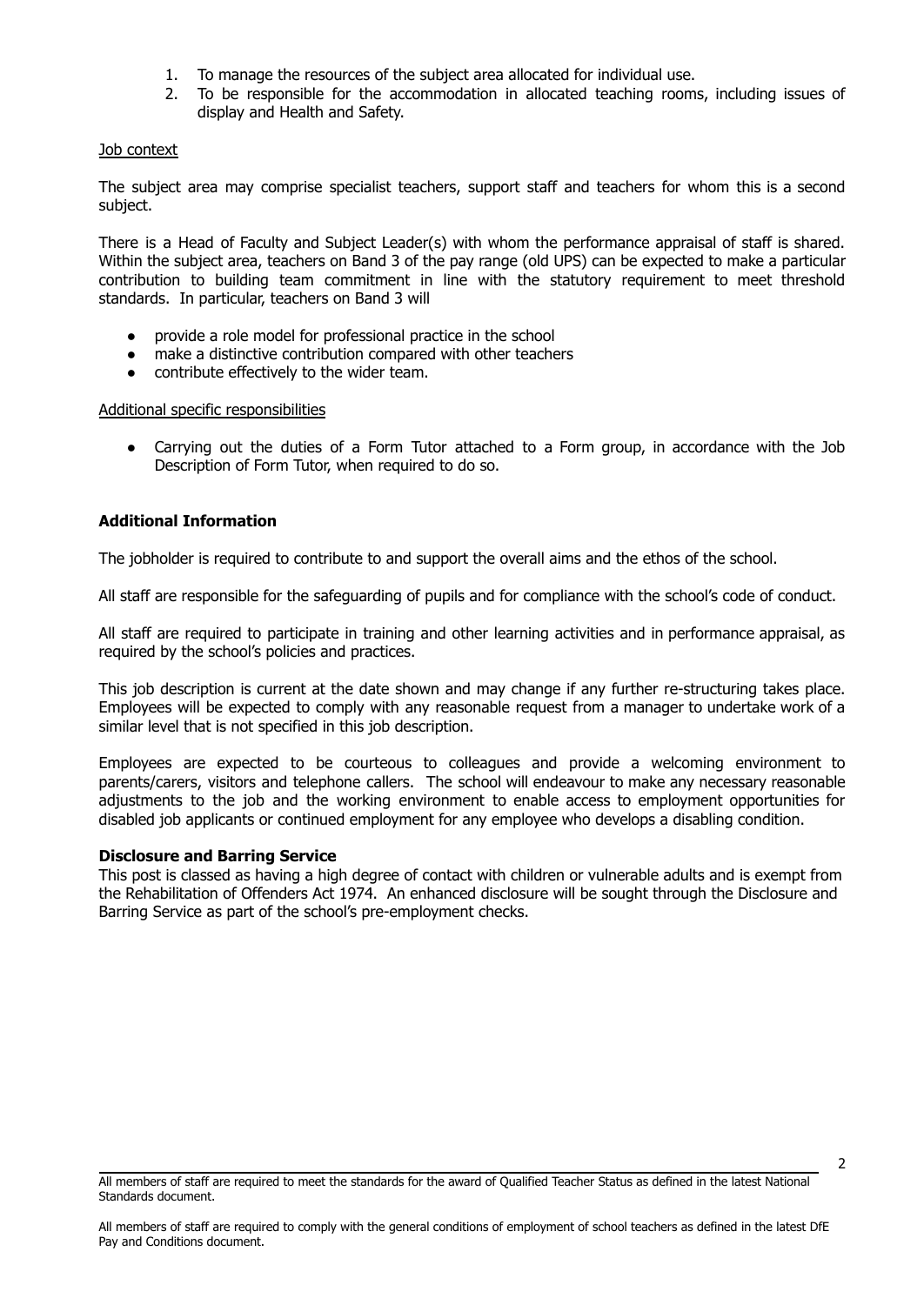1. To manage the resources of the subject area allocated for individual use.
2. To be responsible for the accommodation in allocated teaching rooms, including issues of display and Health and Safety.

Job context

The subject area may comprise specialist teachers, support staff and teachers for whom this is a second subject.

There is a Head of Faculty and Subject Leader(s) with whom the performance appraisal of staff is shared. Within the subject area, teachers on Band 3 of the pay range (old UPS) can be expected to make a particular contribution to building team commitment in line with the statutory requirement to meet threshold standards. In particular, teachers on Band 3 will

- provide a role model for professional practice in the school
- make a distinctive contribution compared with other teachers
- contribute effectively to the wider team.

Additional specific responsibilities

- Carrying out the duties of a Form Tutor attached to a Form group, in accordance with the Job Description of Form Tutor, when required to do so.

**Additional Information**

The jobholder is required to contribute to and support the overall aims and the ethos of the school.

All staff are responsible for the safeguarding of pupils and for compliance with the school's code of conduct.

All staff are required to participate in training and other learning activities and in performance appraisal, as required by the school's policies and practices.

This job description is current at the date shown and may change if any further re-structuring takes place. Employees will be expected to comply with any reasonable request from a manager to undertake work of a similar level that is not specified in this job description.

Employees are expected to be courteous to colleagues and provide a welcoming environment to parents/carers, visitors and telephone callers. The school will endeavour to make any necessary reasonable adjustments to the job and the working environment to enable access to employment opportunities for disabled job applicants or continued employment for any employee who develops a disabling condition.

**Disclosure and Barring Service**

This post is classed as having a high degree of contact with children or vulnerable adults and is exempt from the Rehabilitation of Offenders Act 1974. An enhanced disclosure will be sought through the Disclosure and Barring Service as part of the school's pre-employment checks.

All members of staff are required to meet the standards for the award of Qualified Teacher Status as defined in the latest National Standards document.

All members of staff are required to comply with the general conditions of employment of school teachers as defined in the latest DfE Pay and Conditions document.